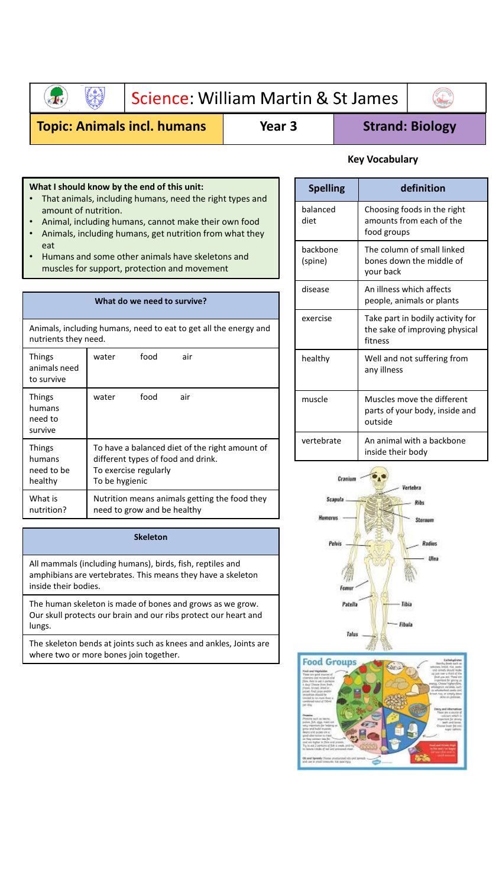# Science: William Martin & St James

**Topic: Animals incl. humans** | **Year 3** | **Strand: Biology**

## What I should know by the end of this unit:

- That animals, including humans, need the right types and amount of nutrition.
- Animal, including humans, cannot make their own food
- Animals, including humans, get nutrition from what they eat
- Humans and some other animals have skeletons and muscles for support, protection and movement

## What do we need to survive?

Animals, including humans, need to eat to get all the energy and nutrients they need.

| | |
|---|---|
| Things animals need to survive | water food air |
| Things humans need to survive | water food air |
| Things humans need to be healthy | To have a balanced diet of the right amount of different types of food and drink.<br>To exercise regularly<br>To be hygienic |
| What is nutrition? | Nutrition means animals getting the food they need to grow and be healthy |

## Skeleton

All mammals (including humans), birds, fish, reptiles and amphibians are vertebrates. This means they have a skeleton inside their bodies.

The human skeleton is made of bones and grows as we grow. Our skull protects our brain and our ribs protect our heart and lungs.

The skeleton bends at joints such as knees and ankles, Joints are where two or more bones join together.

## Key Vocabulary

| Spelling | definition |
|---|---|
| balanced diet | Choosing foods in the right amounts from each of the food groups |
| backbone (spine) | The column of small linked bones down the middle of your back |
| disease | An illness which affects people, animals or plants |
| exercise | Take part in bodily activity for the sake of improving physical fitness |
| healthy | Well and not suffering from any illness |
| muscle | Muscles move the different parts of your body, inside and outside |
| vertebrate | An animal with a backbone inside their body |

Cranium, Vertebra, Scapula, Ribs, Humerus, Sternum, Pelvis, Radius, Ulna, Femur, Patella, Tibia, Fibula, Talus

**Food Groups**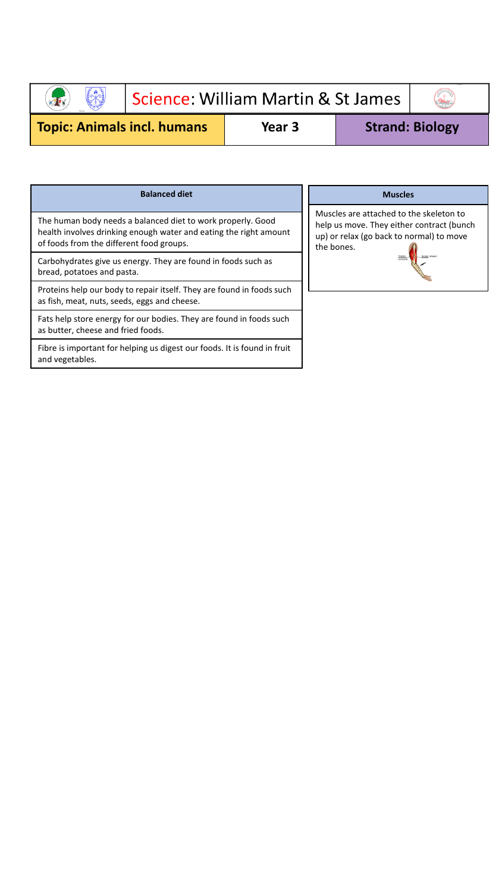# Science: William Martin & St James

**Topic: Animals incl. humans** | **Year 3** | **Strand: Biology**

## Balanced diet

The human body needs a balanced diet to work properly. Good health involves drinking enough water and eating the right amount of foods from the different food groups.

Carbohydrates give us energy. They are found in foods such as bread, potatoes and pasta.

Proteins help our body to repair itself. They are found in foods such as fish, meat, nuts, seeds, eggs and cheese.

Fats help store energy for our bodies. They are found in foods such as butter, cheese and fried foods.

Fibre is important for helping us digest our foods. It is found in fruit and vegetables.

## Muscles

Muscles are attached to the skeleton to help us move. They either contract (bunch up) or relax (go back to normal) to move the bones.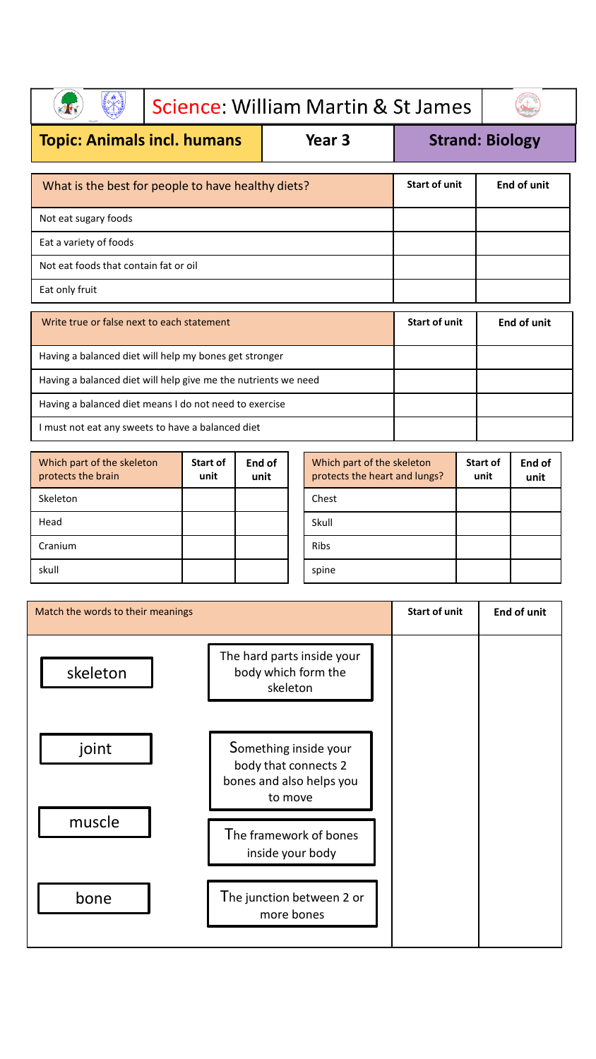| Science: William Martin & St James | | |
|---|---|---|
| **Topic: Animals incl. humans** | **Year 3** | **Strand: Biology** |

| What is the best for people to have healthy diets? | Start of unit | End of unit |
|---|---|---|
| Not eat sugary foods | | |
| Eat a variety of foods | | |
| Not eat foods that contain fat or oil | | |
| Eat only fruit | | |

| Write true or false next to each statement | Start of unit | End of unit |
|---|---|---|
| Having a balanced diet will help my bones get stronger | | |
| Having a balanced diet will help give me the nutrients we need | | |
| Having a balanced diet means I do not need to exercise | | |
| I must not eat any sweets to have a balanced diet | | |

| Which part of the skeleton protects the brain | Start of unit | End of unit |
|---|---|---|
| Skeleton | | |
| Head | | |
| Cranium | | |
| skull | | |

| Which part of the skeleton protects the heart and lungs? | Start of unit | End of unit |
|---|---|---|
| Chest | | |
| Skull | | |
| Ribs | | |
| spine | | |

| Match the words to their meanings | | Start of unit | End of unit |
|---|---|---|---|
| skeleton | The hard parts inside your body which form the skeleton | | |
| joint | Something inside your body that connects 2 bones and also helps you to move | | |
| muscle | The framework of bones inside your body | | |
| bone | The junction between 2 or more bones | | |